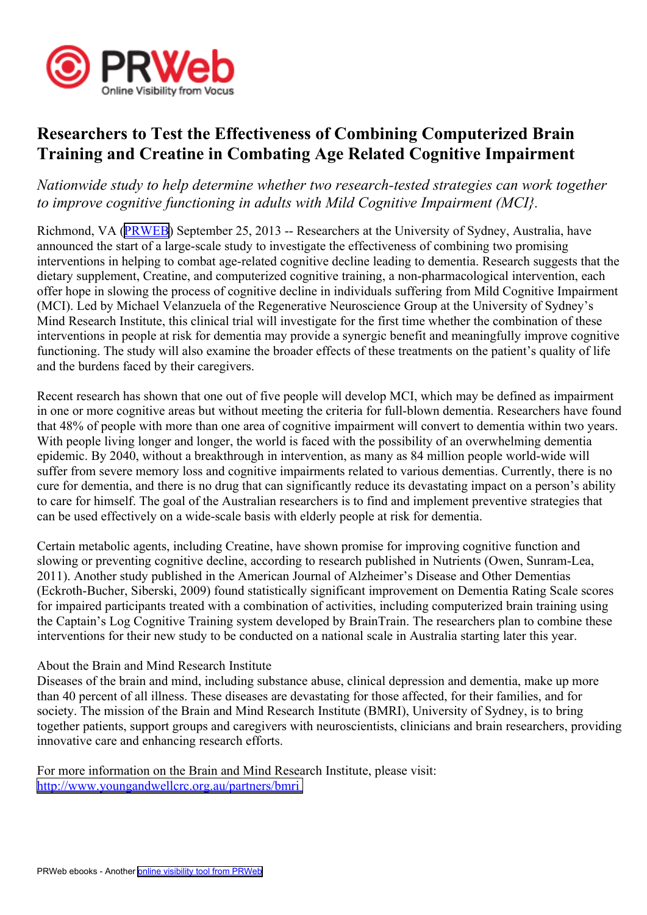# Researchers to Test the Effectiveness of Combining Computerized Brain Training and Creatine in Combating Age Related Cognitive Impairment

*Nationwide study to help determine whether two research-tested strategies can work together to improve cognitive functioning in adults with Mild Cognitive Impairment (MCI}.*

Richmond, VA (PRWEB) September 25, 2013 -- Researchers at the University of Sydney, Australia, have announced the start of a large-scale study to investigate the effectiveness of combining two promising interventions in helping to combat age-related cognitive decline leading to dementia. Research suggests that the dietary supplement, Creatine, and computerized cognitive training, a non-pharmacological intervention, each offer hope in slowing the process of cognitive decline in individuals suffering from Mild Cognitive Impairment (MCI). Led by Michael Velanzuela of the Regenerative Neuroscience Group at the University of Sydney's Mind Research Institute, this clinical trial will investigate for the first time whether the combination of these interventions in people at risk for dementia may provide a synergic benefit and meaningfully improve cognitive functioning. The study will also examine the broader effects of these treatments on the patient's quality of life and the burdens faced by their caregivers.

Recent research has shown that one out of five people will develop MCI, which may be defined as impairment in one or more cognitive areas but without meeting the criteria for full-blown dementia. Researchers have found that 48% of people with more than one area of cognitive impairment will convert to dementia within two years. With people living longer and longer, the world is faced with the possibility of an overwhelming dementia epidemic. By 2040, without a breakthrough in intervention, as many as 84 million people world-wide will suffer from severe memory loss and cognitive impairments related to various dementias. Currently, there is no cure for dementia, and there is no drug that can significantly reduce its devastating impact on a person's ability to care for himself. The goal of the Australian researchers is to find and implement preventive strategies that can be used effectively on a wide-scale basis with elderly people at risk for dementia.

Certain metabolic agents, including Creatine, have shown promise for improving cognitive function and slowing or preventing cognitive decline, according to research published in Nutrients (Owen, Sunram-Lea, 2011). Another study published in the American Journal of Alzheimer's Disease and Other Dementias (Eckroth-Bucher, Siberski, 2009) found statistically significant improvement on Dementia Rating Scale scores for impaired participants treated with a combination of activities, including computerized brain training using the Captain's Log Cognitive Training system developed by BrainTrain. The researchers plan to combine these interventions for their new study to be conducted on a national scale in Australia starting later this year.

About the Brain and Mind Research Institute
Diseases of the brain and mind, including substance abuse, clinical depression and dementia, make up more than 40 percent of all illness. These diseases are devastating for those affected, for their families, and for society. The mission of the Brain and Mind Research Institute (BMRI), University of Sydney, is to bring together patients, support groups and caregivers with neuroscientists, clinicians and brain researchers, providing innovative care and enhancing research efforts.

For more information on the Brain and Mind Research Institute, please visit:
http://www.youngandwellcrc.org.au/partners/bmri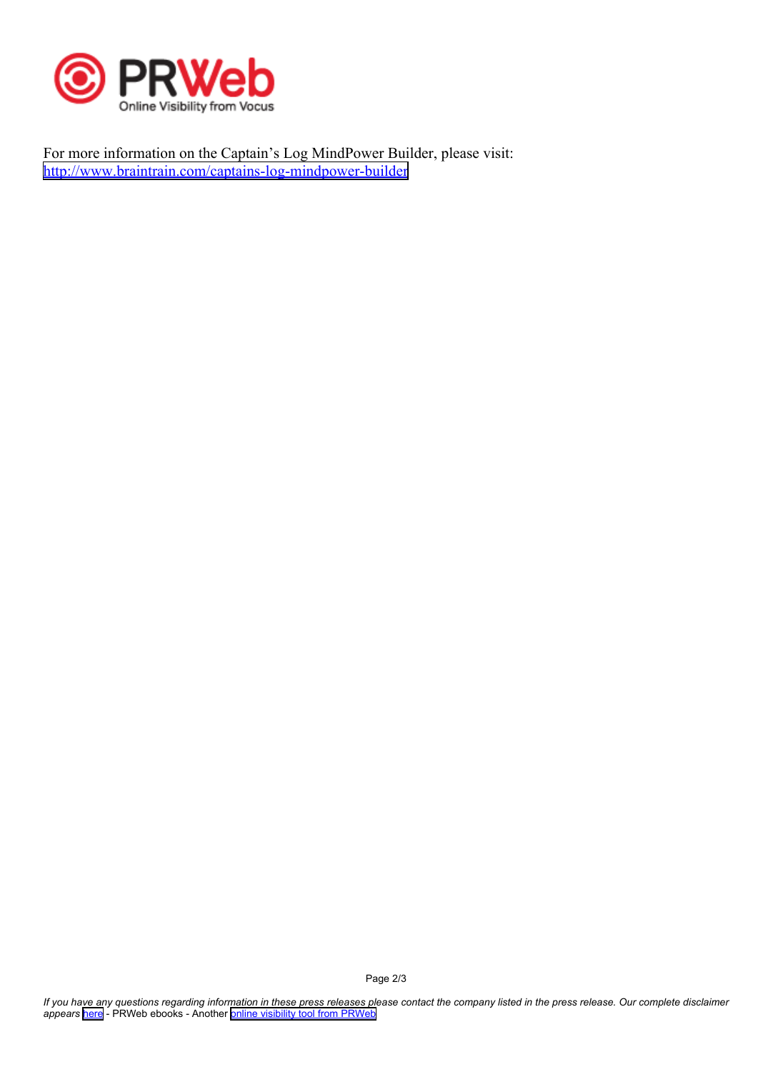For more information on the Captain’s Log MindPower Builder, please visit: [http://www.braintrain.com/captains-log-mindpower-builder](http://www.braintrain.com/captains-log-mindpower-builder)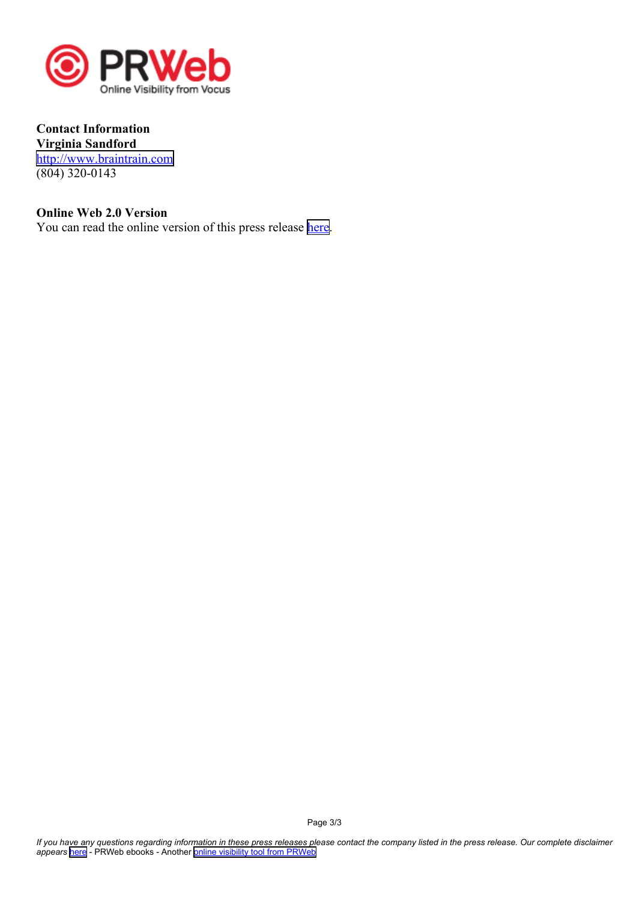**Contact Information**
**Virginia Sandford**
http://www.braintrain.com
(804) 320-0143

**Online Web 2.0 Version**
You can read the online version of this press release here.

*If you have any questions regarding information in these press releases please contact the company listed in the press release. Our complete disclaimer appears here* - PRWeb ebooks - Another online visibility tool from PRWeb